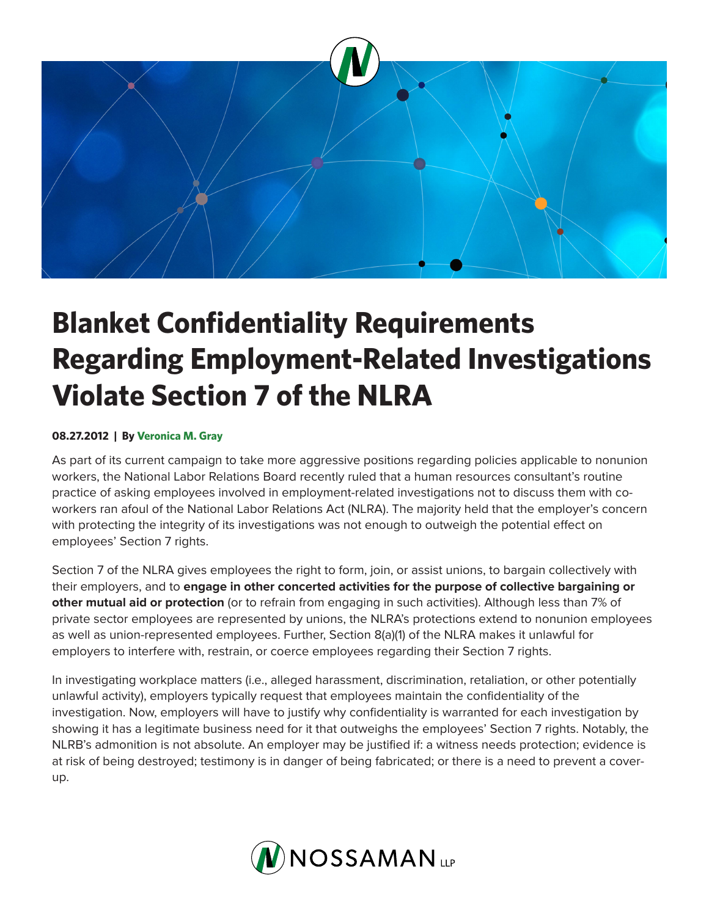# Blanket Confidentiality Requirements Regarding Employment-Related Investigations Violate Section 7 of the NLRA

**08.27.2012 | By Veronica M. Gray**

As part of its current campaign to take more aggressive positions regarding policies applicable to nonunion workers, the National Labor Relations Board recently ruled that a human resources consultant's routine practice of asking employees involved in employment-related investigations not to discuss them with co-workers ran afoul of the National Labor Relations Act (NLRA). The majority held that the employer's concern with protecting the integrity of its investigations was not enough to outweigh the potential effect on employees' Section 7 rights.

Section 7 of the NLRA gives employees the right to form, join, or assist unions, to bargain collectively with their employers, and to **engage in other concerted activities for the purpose of collective bargaining or other mutual aid or protection** (or to refrain from engaging in such activities). Although less than 7% of private sector employees are represented by unions, the NLRA's protections extend to nonunion employees as well as union-represented employees. Further, Section 8(a)(1) of the NLRA makes it unlawful for employers to interfere with, restrain, or coerce employees regarding their Section 7 rights.

In investigating workplace matters (i.e., alleged harassment, discrimination, retaliation, or other potentially unlawful activity), employers typically request that employees maintain the confidentiality of the investigation. Now, employers will have to justify why confidentiality is warranted for each investigation by showing it has a legitimate business need for it that outweighs the employees' Section 7 rights. Notably, the NLRB's admonition is not absolute. An employer may be justified if: a witness needs protection; evidence is at risk of being destroyed; testimony is in danger of being fabricated; or there is a need to prevent a cover-up.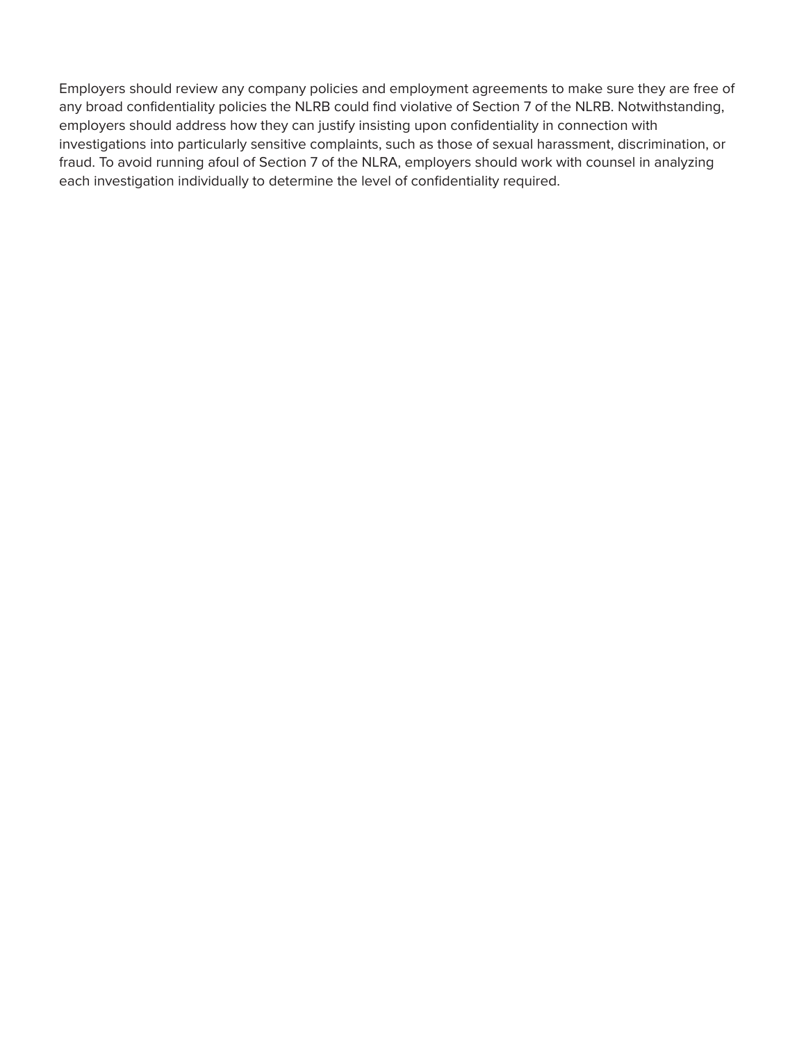Employers should review any company policies and employment agreements to make sure they are free of any broad confidentiality policies the NLRB could find violative of Section 7 of the NLRB. Notwithstanding, employers should address how they can justify insisting upon confidentiality in connection with investigations into particularly sensitive complaints, such as those of sexual harassment, discrimination, or fraud. To avoid running afoul of Section 7 of the NLRA, employers should work with counsel in analyzing each investigation individually to determine the level of confidentiality required.